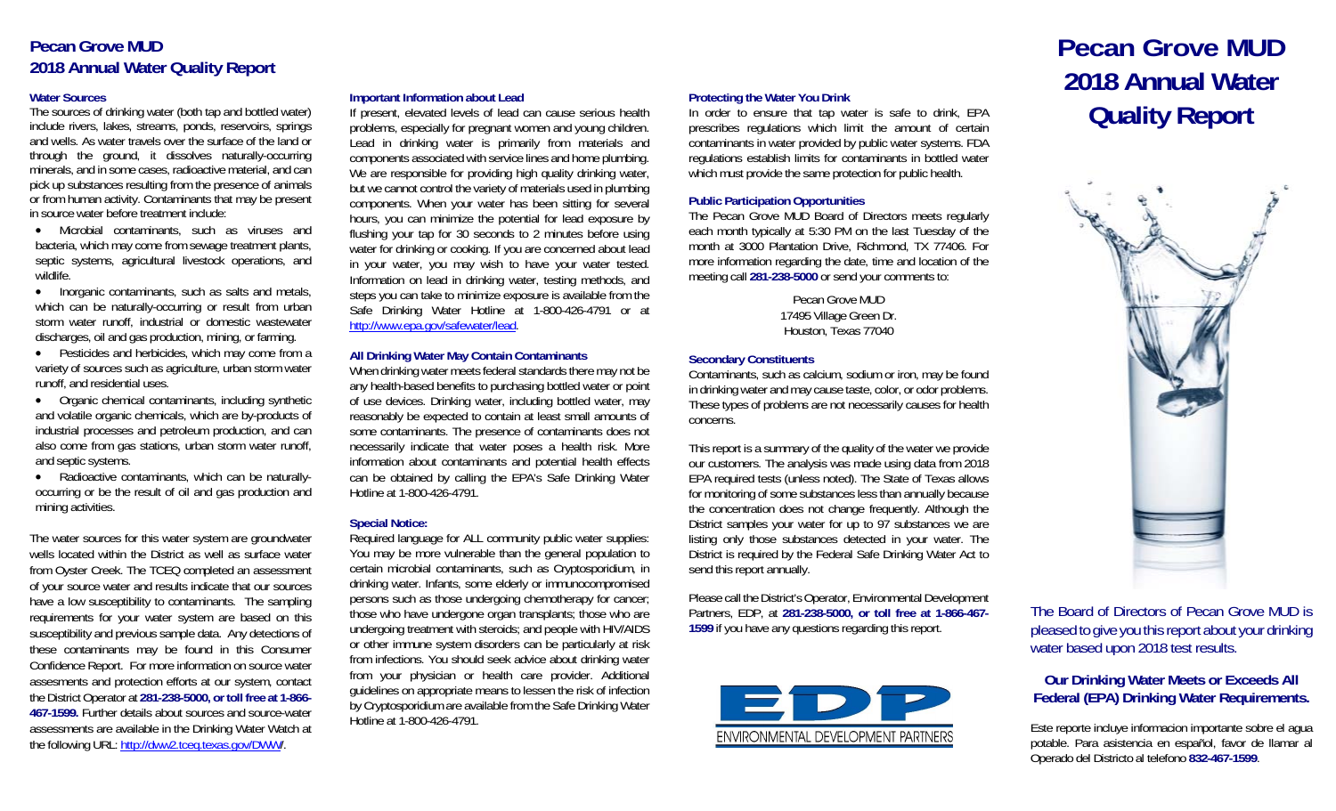# Pecan Grove MUD 2018 Annual Water Quality Report

### Water Sources

The sources of drinking water (both tap and bottled water) include rivers, lakes, streams, ponds, reservoirs, springs and wells. As water travels over the surface of the land or through the ground, it dissolves naturally-occurring minerals, and in some cases, radioactive material, and can pick up substances resulting from the presence of animals or from human activity. Contaminants that may be present in source water before treatment include:

- Microbial contaminants, such as viruses and bacteria, which may come from sewage treatment plants, septic systems, agricultural livestock operations, and wildlife.
- Inorganic contaminants, such as salts and metals, which can be naturally-occurring or result from urban storm water runoff, industrial or domestic wastewater discharges, oil and gas production, mining, or farming.
- Pesticides and herbicides, which may come from a variety of sources such as agriculture, urban storm water runoff, and residential uses.
- Organic chemical contaminants, including synthetic and volatile organic chemicals, which are by-products of industrial processes and petroleum production, and can also come from gas stations, urban storm water runoff, and septic systems.
- Radioactive contaminants, which can be naturally-occurring or be the result of oil and gas production and mining activities.

The water sources for this water system are groundwater wells located within the District as well as surface water from Oyster Creek. The TCEQ completed an assessment of your source water and results indicate that our sources have a low susceptibility to contaminants. The sampling requirements for your water system are based on this susceptibility and previous sample data. Any detections of these contaminants may be found in this Consumer Confidence Report. For more information on source water assesments and protection efforts at our system, contact the District Operator at **281-238-5000, or toll free at 1-866-467-1599.** Further details about sources and source-water assessments are available in the Drinking Water Watch at the following URL: http://dww2.tceq.texas.gov/DWW/.

### Important Information about Lead

If present, elevated levels of lead can cause serious health problems, especially for pregnant women and young children. Lead in drinking water is primarily from materials and components associated with service lines and home plumbing. We are responsible for providing high quality drinking water, but we cannot control the variety of materials used in plumbing components. When your water has been sitting for several hours, you can minimize the potential for lead exposure by flushing your tap for 30 seconds to 2 minutes before using water for drinking or cooking. If you are concerned about lead in your water, you may wish to have your water tested. Information on lead in drinking water, testing methods, and steps you can take to minimize exposure is available from the Safe Drinking Water Hotline at 1-800-426-4791 or at http://www.epa.gov/safewater/lead.

### All Drinking Water May Contain Contaminants

When drinking water meets federal standards there may not be any health-based benefits to purchasing bottled water or point of use devices. Drinking water, including bottled water, may reasonably be expected to contain at least small amounts of some contaminants. The presence of contaminants does not necessarily indicate that water poses a health risk. More information about contaminants and potential health effects can be obtained by calling the EPA's Safe Drinking Water Hotline at 1-800-426-4791.

### Special Notice:

Required language for ALL community public water supplies: You may be more vulnerable than the general population to certain microbial contaminants, such as Cryptosporidium, in drinking water. Infants, some elderly or immunocompromised persons such as those undergoing chemotherapy for cancer; those who have undergone organ transplants; those who are undergoing treatment with steroids; and people with HIV/AIDS or other immune system disorders can be particularly at risk from infections. You should seek advice about drinking water from your physician or health care provider. Additional guidelines on appropriate means to lessen the risk of infection by Cryptosporidium are available from the Safe Drinking Water Hotline at 1-800-426-4791.

### Protecting the Water You Drink

In order to ensure that tap water is safe to drink, EPA prescribes regulations which limit the amount of certain contaminants in water provided by public water systems. FDA regulations establish limits for contaminants in bottled water which must provide the same protection for public health.

### Public Participation Opportunities

The Pecan Grove MUD Board of Directors meets regularly each month typically at 5:30 PM on the last Tuesday of the month at 3000 Plantation Drive, Richmond, TX 77406. For more information regarding the date, time and location of the meeting call **281-238-5000** or send your comments to:

Pecan Grove MUD
17495 Village Green Dr.
Houston, Texas 77040

### Secondary Constituents

Contaminants, such as calcium, sodium or iron, may be found in drinking water and may cause taste, color, or odor problems. These types of problems are not necessarily causes for health concerns.

This report is a summary of the quality of the water we provide our customers. The analysis was made using data from 2018 EPA required tests (unless noted). The State of Texas allows for monitoring of some substances less than annually because the concentration does not change frequently. Although the District samples your water for up to 97 substances we are listing only those substances detected in your water. The District is required by the Federal Safe Drinking Water Act to send this report annually.

Please call the District's Operator, Environmental Development Partners, EDP, at **281-238-5000, or toll free at 1-866-467-1599** if you have any questions regarding this report.

ENVIRONMENTAL DEVELOPMENT PARTNERS

# Pecan Grove MUD 2018 Annual Water Quality Report

The Board of Directors of Pecan Grove MUD is pleased to give you this report about your drinking water based upon 2018 test results.

### Our Drinking Water Meets or Exceeds All Federal (EPA) Drinking Water Requirements.

Este reporte incluye informacion importante sobre el agua potable. Para asistencia en español, favor de llamar al Operado del Districto al telefono **832-467-1599**.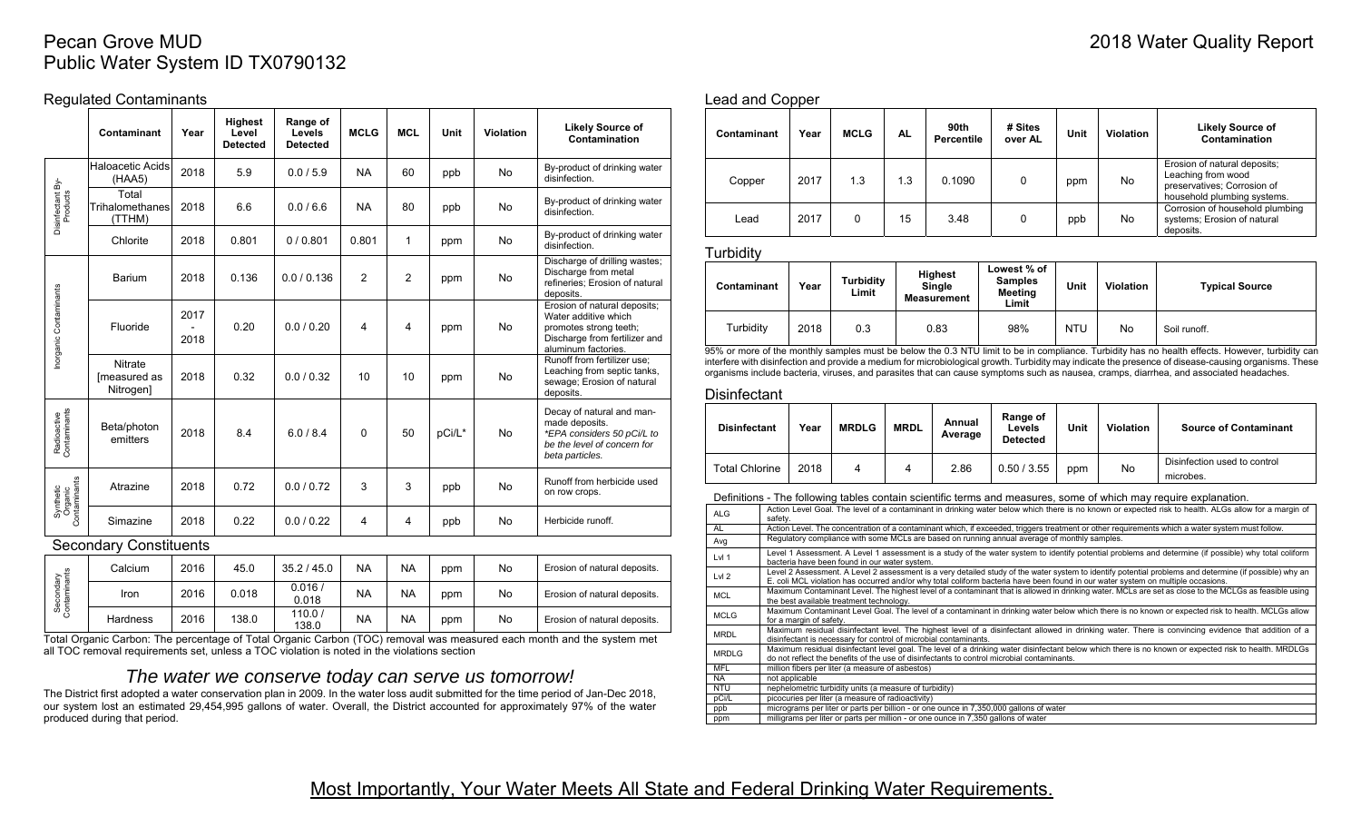# Pecan Grove MUD
## Public Water System ID TX0790132

## 2018 Water Quality Report

### Regulated Contaminants

| | Contaminant | Year | Highest Level Detected | Range of Levels Detected | MCLG | MCL | Unit | Violation | Likely Source of Contamination |
|---|---|---|---|---|---|---|---|---|---|
| Disinfectant By-Products | Haloacetic Acids (HAA5) | 2018 | 5.9 | 0.0 / 5.9 | NA | 60 | ppb | No | By-product of drinking water disinfection. |
| | Total Trihalomethanes (TTHM) | 2018 | 6.6 | 0.0 / 6.6 | NA | 80 | ppb | No | By-product of drinking water disinfection. |
| | Chlorite | 2018 | 0.801 | 0 / 0.801 | 0.801 | 1 | ppm | No | By-product of drinking water disinfection. |
| Inorganic Contaminants | Barium | 2018 | 0.136 | 0.0 / 0.136 | 2 | 2 | ppm | No | Discharge of drilling wastes; Discharge from metal refineries; Erosion of natural deposits. |
| | Fluoride | 2017 - 2018 | 0.20 | 0.0 / 0.20 | 4 | 4 | ppm | No | Erosion of natural deposits; Water additive which promotes strong teeth; Discharge from fertilizer and aluminum factories. |
| | Nitrate [measured as Nitrogen] | 2018 | 0.32 | 0.0 / 0.32 | 10 | 10 | ppm | No | Runoff from fertilizer use; Leaching from septic tanks, sewage; Erosion of natural deposits. |
| Radioactive Contaminants | Beta/photon emitters | 2018 | 8.4 | 6.0 / 8.4 | 0 | 50 | pCi/L* | No | Decay of natural and man-made deposits. *EPA considers 50 pCi/L to be the level of concern for beta particles.* |
| Synthetic Organic Contaminants | Atrazine | 2018 | 0.72 | 0.0 / 0.72 | 3 | 3 | ppb | No | Runoff from herbicide used on row crops. |
| | Simazine | 2018 | 0.22 | 0.0 / 0.22 | 4 | 4 | ppb | No | Herbicide runoff. |

### Secondary Constituents

| | Contaminant | Year | Highest Level Detected | Range of Levels Detected | MCLG | MCL | Unit | Violation | Likely Source of Contamination |
|---|---|---|---|---|---|---|---|---|---|
| Secondary Contaminants | Calcium | 2016 | 45.0 | 35.2 / 45.0 | NA | NA | ppm | No | Erosion of natural deposits. |
| | Iron | 2016 | 0.018 | 0.016 / 0.018 | NA | NA | ppm | No | Erosion of natural deposits. |
| | Hardness | 2016 | 138.0 | 110.0 / 138.0 | NA | NA | ppm | No | Erosion of natural deposits. |

Total Organic Carbon: The percentage of Total Organic Carbon (TOC) removal was measured each month and the system met all TOC removal requirements set, unless a TOC violation is noted in the violations section

## *The water we conserve today can serve us tomorrow!*

The District first adopted a water conservation plan in 2009. In the water loss audit submitted for the time period of Jan-Dec 2018, our system lost an estimated 29,454,995 gallons of water. Overall, the District accounted for approximately 97% of the water produced during that period.

### Lead and Copper

| Contaminant | Year | MCLG | AL | 90th Percentile | # Sites over AL | Unit | Violation | Likely Source of Contamination |
|---|---|---|---|---|---|---|---|---|
| Copper | 2017 | 1.3 | 1.3 | 0.1090 | 0 | ppm | No | Erosion of natural deposits; Leaching from wood preservatives; Corrosion of household plumbing systems. |
| Lead | 2017 | 0 | 15 | 3.48 | 0 | ppb | No | Corrosion of household plumbing systems; Erosion of natural deposits. |

### Turbidity

| Contaminant | Year | Turbidity Limit | Highest Single Measurement | Lowest % of Samples Meeting Limit | Unit | Violation | Typical Source |
|---|---|---|---|---|---|---|---|
| Turbidity | 2018 | 0.3 | 0.83 | 98% | NTU | No | Soil runoff. |

95% or more of the monthly samples must be below the 0.3 NTU limit to be in compliance. Turbidity has no health effects. However, turbidity can interfere with disinfection and provide a medium for microbiological growth. Turbidity may indicate the presence of disease-causing organisms. These organisms include bacteria, viruses, and parasites that can cause symptoms such as nausea, cramps, diarrhea, and associated headaches.

### Disinfectant

| Disinfectant | Year | MRDLG | MRDL | Annual Average | Range of Levels Detected | Unit | Violation | Source of Contaminant |
|---|---|---|---|---|---|---|---|---|
| Total Chlorine | 2018 | 4 | 4 | 2.86 | 0.50 / 3.55 | ppm | No | Disinfection used to control microbes. |

Definitions - The following tables contain scientific terms and measures, some of which may require explanation.

| | |
|---|---|
| ALG | Action Level Goal. The level of a contaminant in drinking water below which there is no known or expected risk to health. ALGs allow for a margin of safety. |
| AL | Action Level. The concentration of a contaminant which, if exceeded, triggers treatment or other requirements which a water system must follow. |
| Avg | Regulatory compliance with some MCLs are based on running annual average of monthly samples. |
| Lvl 1 | Level 1 Assessment. A Level 1 assessment is a study of the water system to identify potential problems and determine (if possible) why total coliform bacteria have been found in our water system. |
| Lvl 2 | Level 2 Assessment. A Level 2 assessment is a very detailed study of the water system to identify potential problems and determine (if possible) why an E. coli MCL violation has occurred and/or why total coliform bacteria have been found in our water system on multiple occasions. |
| MCL | Maximum Contaminant Level. The highest level of a contaminant that is allowed in drinking water. MCLs are set as close to the MCLGs as feasible using the best available treatment technology. |
| MCLG | Maximum Contaminant Level Goal. The level of a contaminant in drinking water below which there is no known or expected risk to health. MCLGs allow for a margin of safety. |
| MRDL | Maximum residual disinfectant level. The highest level of a disinfectant allowed in drinking water. There is convincing evidence that addition of a disinfectant is necessary for control of microbial contaminants. |
| MRDLG | Maximum residual disinfectant level goal. The level of a drinking water disinfectant below which there is no known or expected risk to health. MRDLGs do not reflect the benefits of the use of disinfectants to control microbial contaminants. |
| MFL | million fibers per liter (a measure of asbestos) |
| NA | not applicable |
| NTU | nephelometric turbidity units (a measure of turbidity) |
| pCi/L | picocuries per liter (a measure of radioactivity) |
| ppb | micrograms per liter or parts per billion - or one ounce in 7,350,000 gallons of water |
| ppm | milligrams per liter or parts per million - or one ounce in 7,350 gallons of water |

<u>Most Importantly, Your Water Meets All State and Federal Drinking Water Requirements.</u>